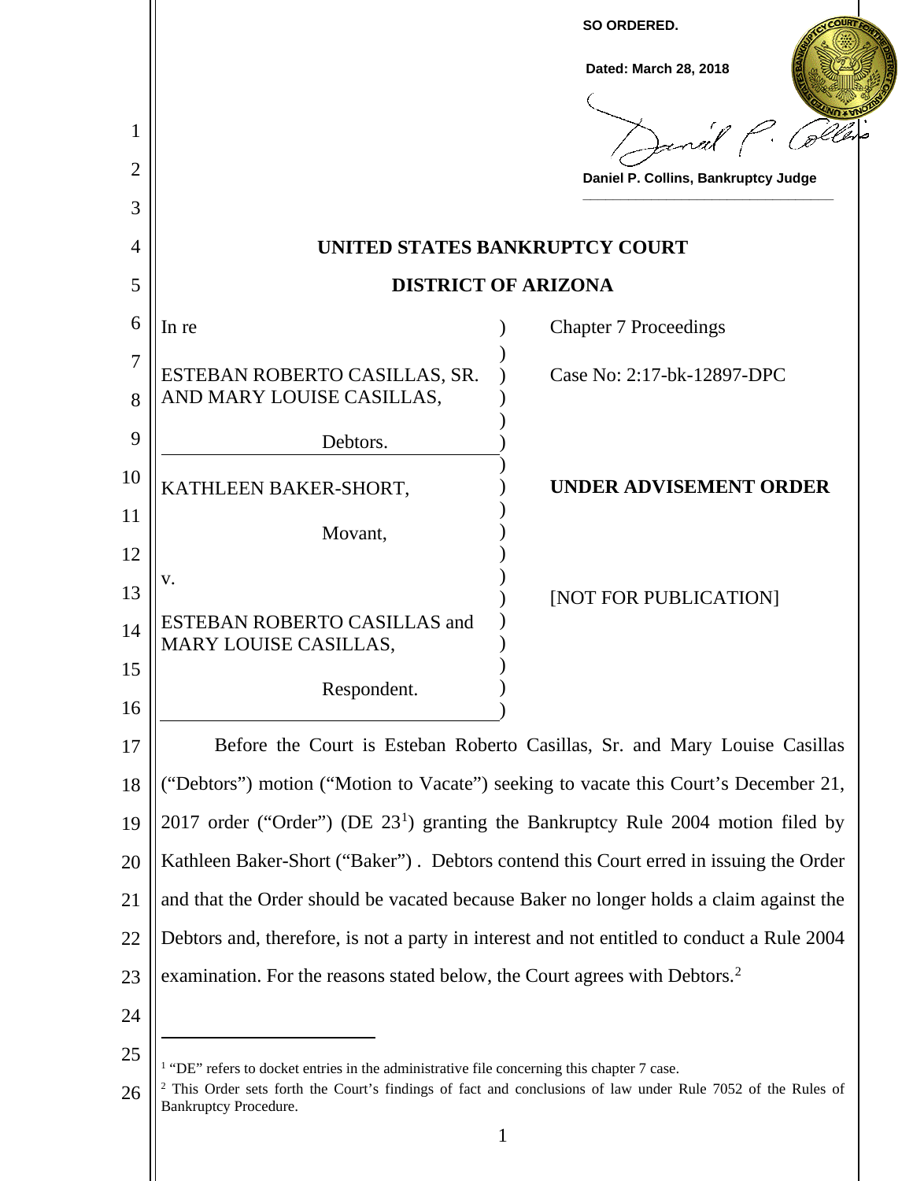**SO ORDERED.**

**Dated: March 28, 2018**

**Daniel P. Collins, Bankruptcy Judge**

# UNITED STATES BANKRUPTCY COURT

## DISTRICT OF ARIZONA

| | |
|---|---|
| In re<br><br>ESTEBAN ROBERTO CASILLAS, SR. AND MARY LOUISE CASILLAS,<br><br>Debtors. | Chapter 7 Proceedings<br><br>Case No: 2:17-bk-12897-DPC |
| KATHLEEN BAKER-SHORT,<br><br>Movant,<br><br>v.<br><br>ESTEBAN ROBERTO CASILLAS and MARY LOUISE CASILLAS,<br><br>Respondent. | **UNDER ADVISEMENT ORDER**<br><br>[NOT FOR PUBLICATION] |

Before the Court is Esteban Roberto Casillas, Sr. and Mary Louise Casillas ("Debtors") motion ("Motion to Vacate") seeking to vacate this Court's December 21, 2017 order ("Order") (DE 23[1]) granting the Bankruptcy Rule 2004 motion filed by Kathleen Baker-Short ("Baker") . Debtors contend this Court erred in issuing the Order and that the Order should be vacated because Baker no longer holds a claim against the Debtors and, therefore, is not a party in interest and not entitled to conduct a Rule 2004 examination. For the reasons stated below, the Court agrees with Debtors.[2]

---

[1] "DE" refers to docket entries in the administrative file concerning this chapter 7 case.

[2] This Order sets forth the Court's findings of fact and conclusions of law under Rule 7052 of the Rules of Bankruptcy Procedure.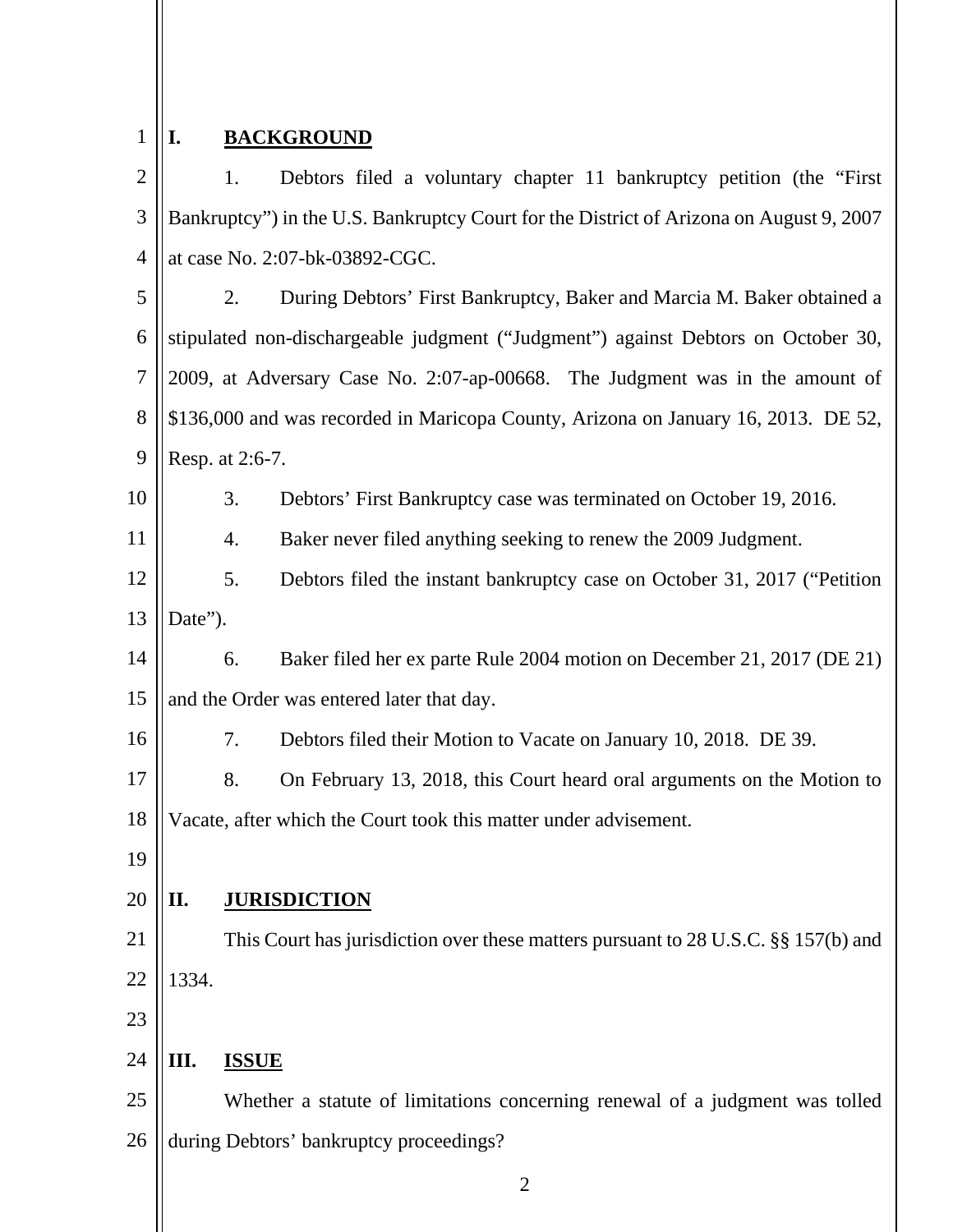## I. BACKGROUND

1. Debtors filed a voluntary chapter 11 bankruptcy petition (the "First Bankruptcy") in the U.S. Bankruptcy Court for the District of Arizona on August 9, 2007 at case No. 2:07-bk-03892-CGC.

2. During Debtors' First Bankruptcy, Baker and Marcia M. Baker obtained a stipulated non-dischargeable judgment ("Judgment") against Debtors on October 30, 2009, at Adversary Case No. 2:07-ap-00668. The Judgment was in the amount of $136,000 and was recorded in Maricopa County, Arizona on January 16, 2013. DE 52, Resp. at 2:6-7.

3. Debtors' First Bankruptcy case was terminated on October 19, 2016.

4. Baker never filed anything seeking to renew the 2009 Judgment.

5. Debtors filed the instant bankruptcy case on October 31, 2017 ("Petition Date").

6. Baker filed her ex parte Rule 2004 motion on December 21, 2017 (DE 21) and the Order was entered later that day.

7. Debtors filed their Motion to Vacate on January 10, 2018. DE 39.

8. On February 13, 2018, this Court heard oral arguments on the Motion to Vacate, after which the Court took this matter under advisement.

## II. JURISDICTION

This Court has jurisdiction over these matters pursuant to 28 U.S.C. §§ 157(b) and 1334.

## III. ISSUE

Whether a statute of limitations concerning renewal of a judgment was tolled during Debtors' bankruptcy proceedings?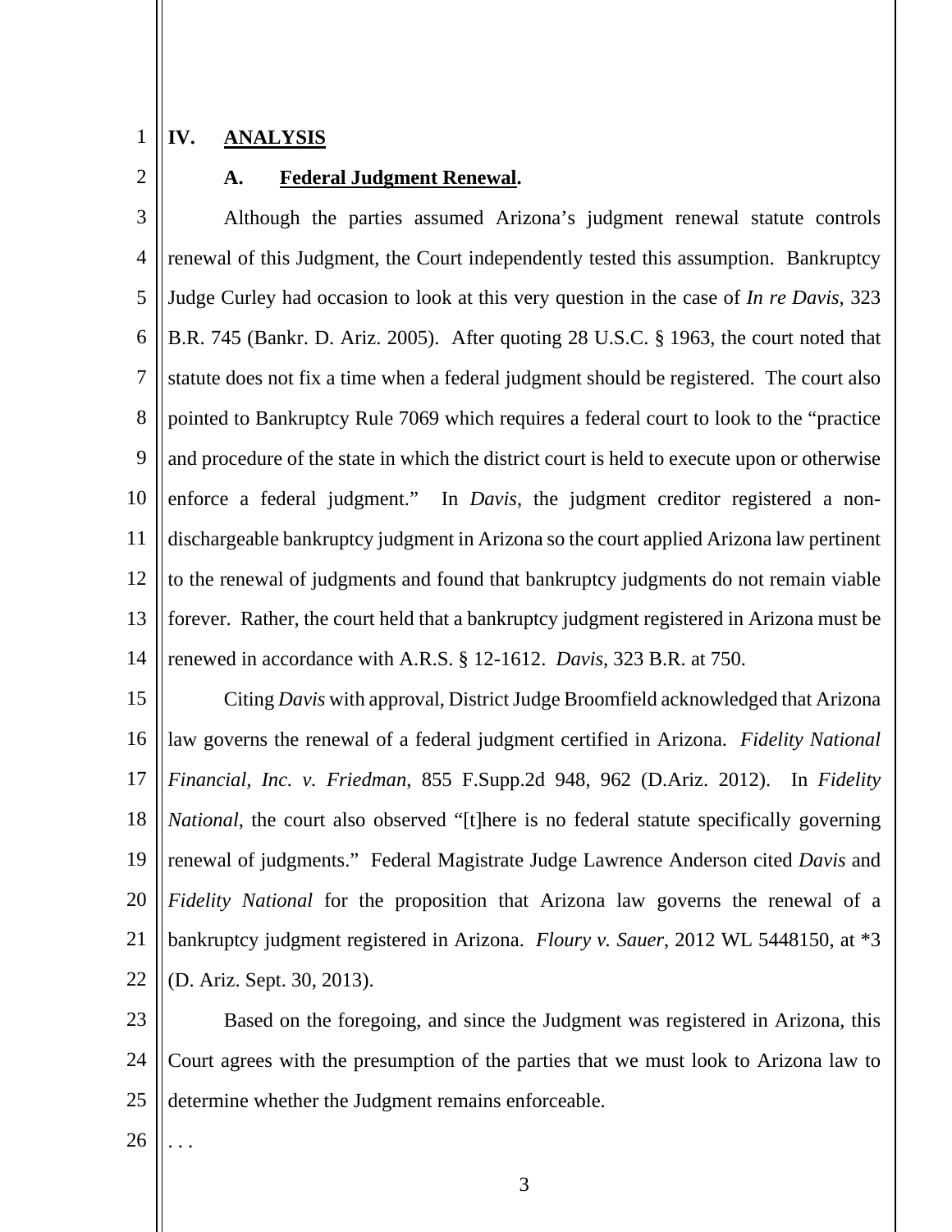## IV. ANALYSIS

### A. Federal Judgment Renewal.

Although the parties assumed Arizona's judgment renewal statute controls renewal of this Judgment, the Court independently tested this assumption. Bankruptcy Judge Curley had occasion to look at this very question in the case of *In re Davis*, 323 B.R. 745 (Bankr. D. Ariz. 2005). After quoting 28 U.S.C. § 1963, the court noted that statute does not fix a time when a federal judgment should be registered. The court also pointed to Bankruptcy Rule 7069 which requires a federal court to look to the "practice and procedure of the state in which the district court is held to execute upon or otherwise enforce a federal judgment." In *Davis*, the judgment creditor registered a non-dischargeable bankruptcy judgment in Arizona so the court applied Arizona law pertinent to the renewal of judgments and found that bankruptcy judgments do not remain viable forever. Rather, the court held that a bankruptcy judgment registered in Arizona must be renewed in accordance with A.R.S. § 12-1612. *Davis*, 323 B.R. at 750.

Citing *Davis* with approval, District Judge Broomfield acknowledged that Arizona law governs the renewal of a federal judgment certified in Arizona. *Fidelity National Financial, Inc. v. Friedman*, 855 F.Supp.2d 948, 962 (D.Ariz. 2012). In *Fidelity National*, the court also observed "[t]here is no federal statute specifically governing renewal of judgments." Federal Magistrate Judge Lawrence Anderson cited *Davis* and *Fidelity National* for the proposition that Arizona law governs the renewal of a bankruptcy judgment registered in Arizona. *Floury v. Sauer*, 2012 WL 5448150, at *3 (D. Ariz. Sept. 30, 2013).

Based on the foregoing, and since the Judgment was registered in Arizona, this Court agrees with the presumption of the parties that we must look to Arizona law to determine whether the Judgment remains enforceable.

. . .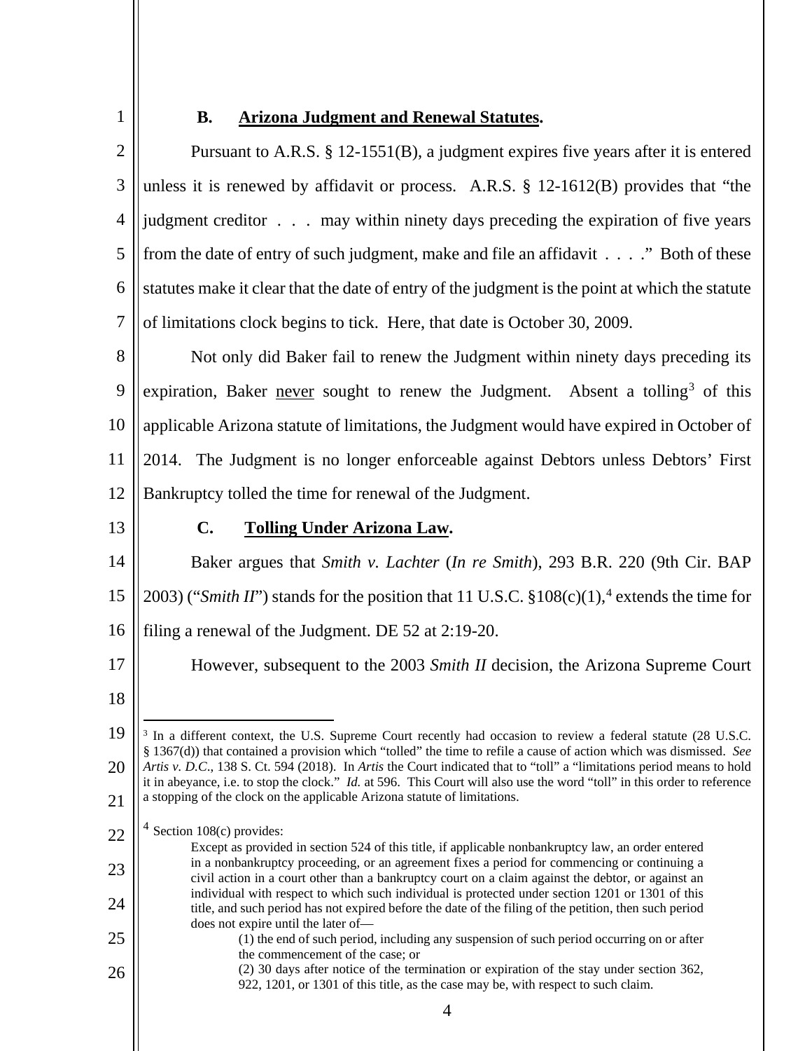### B. **Arizona Judgment and Renewal Statutes.**

Pursuant to A.R.S. § 12-1551(B), a judgment expires five years after it is entered unless it is renewed by affidavit or process. A.R.S. § 12-1612(B) provides that "the judgment creditor . . . may within ninety days preceding the expiration of five years from the date of entry of such judgment, make and file an affidavit . . . ." Both of these statutes make it clear that the date of entry of the judgment is the point at which the statute of limitations clock begins to tick. Here, that date is October 30, 2009.

Not only did Baker fail to renew the Judgment within ninety days preceding its expiration, Baker never sought to renew the Judgment. Absent a tolling[3] of this applicable Arizona statute of limitations, the Judgment would have expired in October of 2014. The Judgment is no longer enforceable against Debtors unless Debtors' First Bankruptcy tolled the time for renewal of the Judgment.

### C. **Tolling Under Arizona Law.**

Baker argues that *Smith v. Lachter* (*In re Smith*), 293 B.R. 220 (9th Cir. BAP 2003) ("*Smith II*") stands for the position that 11 U.S.C. §108(c)(1),[4] extends the time for filing a renewal of the Judgment. DE 52 at 2:19-20.

However, subsequent to the 2003 *Smith II* decision, the Arizona Supreme Court

---

[3] In a different context, the U.S. Supreme Court recently had occasion to review a federal statute (28 U.S.C. § 1367(d)) that contained a provision which "tolled" the time to refile a cause of action which was dismissed. *See Artis v. D.C.*, 138 S. Ct. 594 (2018). In *Artis* the Court indicated that to "toll" a "limitations period means to hold it in abeyance, i.e. to stop the clock." *Id.* at 596. This Court will also use the word "toll" in this order to reference a stopping of the clock on the applicable Arizona statute of limitations.

[4] Section 108(c) provides:

> Except as provided in section 524 of this title, if applicable nonbankruptcy law, an order entered in a nonbankruptcy proceeding, or an agreement fixes a period for commencing or continuing a civil action in a court other than a bankruptcy court on a claim against the debtor, or against an individual with respect to which such individual is protected under section 1201 or 1301 of this title, and such period has not expired before the date of the filing of the petition, then such period does not expire until the later of—
>
> (1) the end of such period, including any suspension of such period occurring on or after the commencement of the case; or
>
> (2) 30 days after notice of the termination or expiration of the stay under section 362, 922, 1201, or 1301 of this title, as the case may be, with respect to such claim.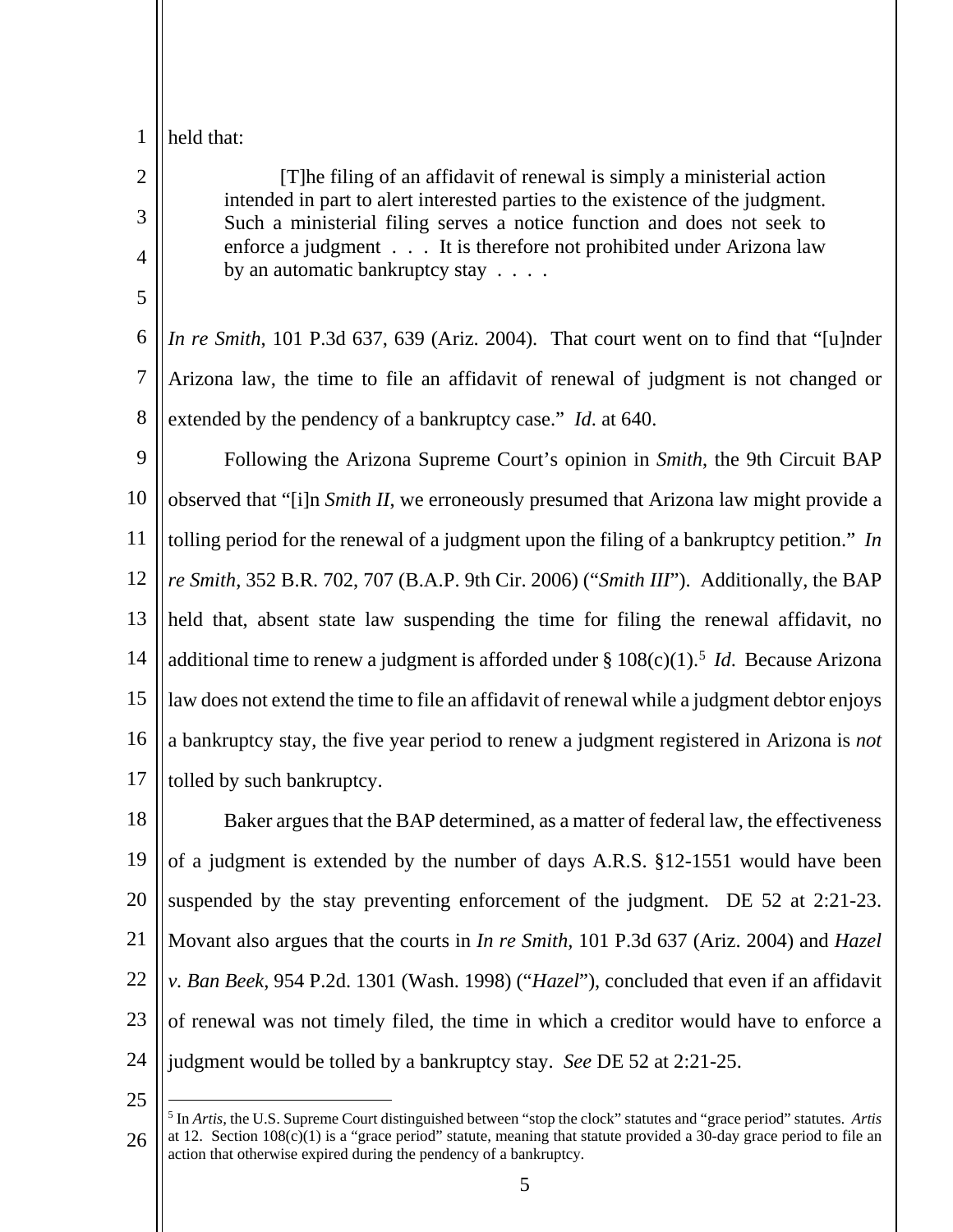held that:

> [T]he filing of an affidavit of renewal is simply a ministerial action intended in part to alert interested parties to the existence of the judgment. Such a ministerial filing serves a notice function and does not seek to enforce a judgment . . . It is therefore not prohibited under Arizona law by an automatic bankruptcy stay . . . .

*In re Smith*, 101 P.3d 637, 639 (Ariz. 2004). That court went on to find that "[u]nder Arizona law, the time to file an affidavit of renewal of judgment is not changed or extended by the pendency of a bankruptcy case." *Id*. at 640.

Following the Arizona Supreme Court's opinion in *Smith*, the 9th Circuit BAP observed that "[i]n *Smith II*, we erroneously presumed that Arizona law might provide a tolling period for the renewal of a judgment upon the filing of a bankruptcy petition." *In re Smith*, 352 B.R. 702, 707 (B.A.P. 9th Cir. 2006) ("*Smith III*"). Additionally, the BAP held that, absent state law suspending the time for filing the renewal affidavit, no additional time to renew a judgment is afforded under § 108(c)(1).[5] *Id*. Because Arizona law does not extend the time to file an affidavit of renewal while a judgment debtor enjoys a bankruptcy stay, the five year period to renew a judgment registered in Arizona is *not* tolled by such bankruptcy.

Baker argues that the BAP determined, as a matter of federal law, the effectiveness of a judgment is extended by the number of days A.R.S. §12-1551 would have been suspended by the stay preventing enforcement of the judgment. DE 52 at 2:21-23. Movant also argues that the courts in *In re Smith,* 101 P.3d 637 (Ariz. 2004) and *Hazel v. Ban Beek*, 954 P.2d. 1301 (Wash. 1998) ("*Hazel*"), concluded that even if an affidavit of renewal was not timely filed, the time in which a creditor would have to enforce a judgment would be tolled by a bankruptcy stay. *See* DE 52 at 2:21-25.

[5] In *Artis*, the U.S. Supreme Court distinguished between "stop the clock" statutes and "grace period" statutes. *Artis* at 12. Section 108(c)(1) is a "grace period" statute, meaning that statute provided a 30-day grace period to file an action that otherwise expired during the pendency of a bankruptcy.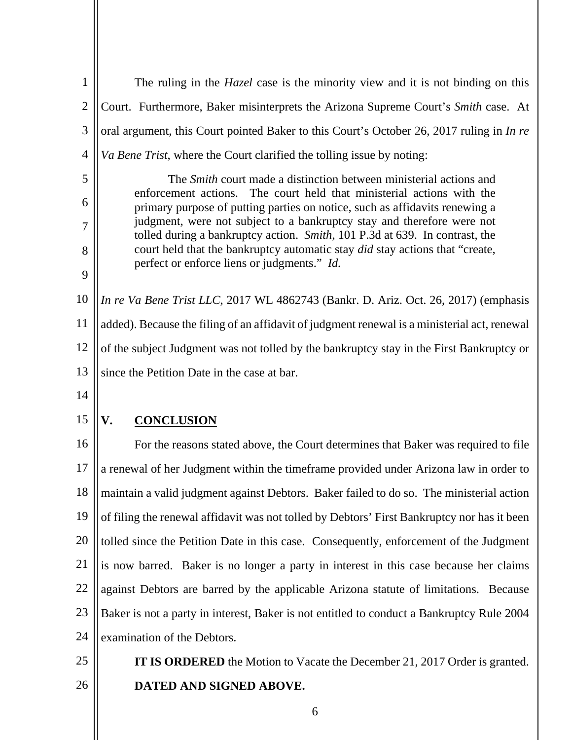The ruling in the *Hazel* case is the minority view and it is not binding on this Court. Furthermore, Baker misinterprets the Arizona Supreme Court's *Smith* case. At oral argument, this Court pointed Baker to this Court's October 26, 2017 ruling in *In re Va Bene Trist*, where the Court clarified the tolling issue by noting:

> The *Smith* court made a distinction between ministerial actions and enforcement actions. The court held that ministerial actions with the primary purpose of putting parties on notice, such as affidavits renewing a judgment, were not subject to a bankruptcy stay and therefore were not tolled during a bankruptcy action. *Smith*, 101 P.3d at 639. In contrast, the court held that the bankruptcy automatic stay *did* stay actions that "create, perfect or enforce liens or judgments." *Id.*

*In re Va Bene Trist LLC*, 2017 WL 4862743 (Bankr. D. Ariz. Oct. 26, 2017) (emphasis added). Because the filing of an affidavit of judgment renewal is a ministerial act, renewal of the subject Judgment was not tolled by the bankruptcy stay in the First Bankruptcy or since the Petition Date in the case at bar.

## V. CONCLUSION

For the reasons stated above, the Court determines that Baker was required to file a renewal of her Judgment within the timeframe provided under Arizona law in order to maintain a valid judgment against Debtors. Baker failed to do so. The ministerial action of filing the renewal affidavit was not tolled by Debtors' First Bankruptcy nor has it been tolled since the Petition Date in this case. Consequently, enforcement of the Judgment is now barred. Baker is no longer a party in interest in this case because her claims against Debtors are barred by the applicable Arizona statute of limitations. Because Baker is not a party in interest, Baker is not entitled to conduct a Bankruptcy Rule 2004 examination of the Debtors.

**IT IS ORDERED** the Motion to Vacate the December 21, 2017 Order is granted.

**DATED AND SIGNED ABOVE.**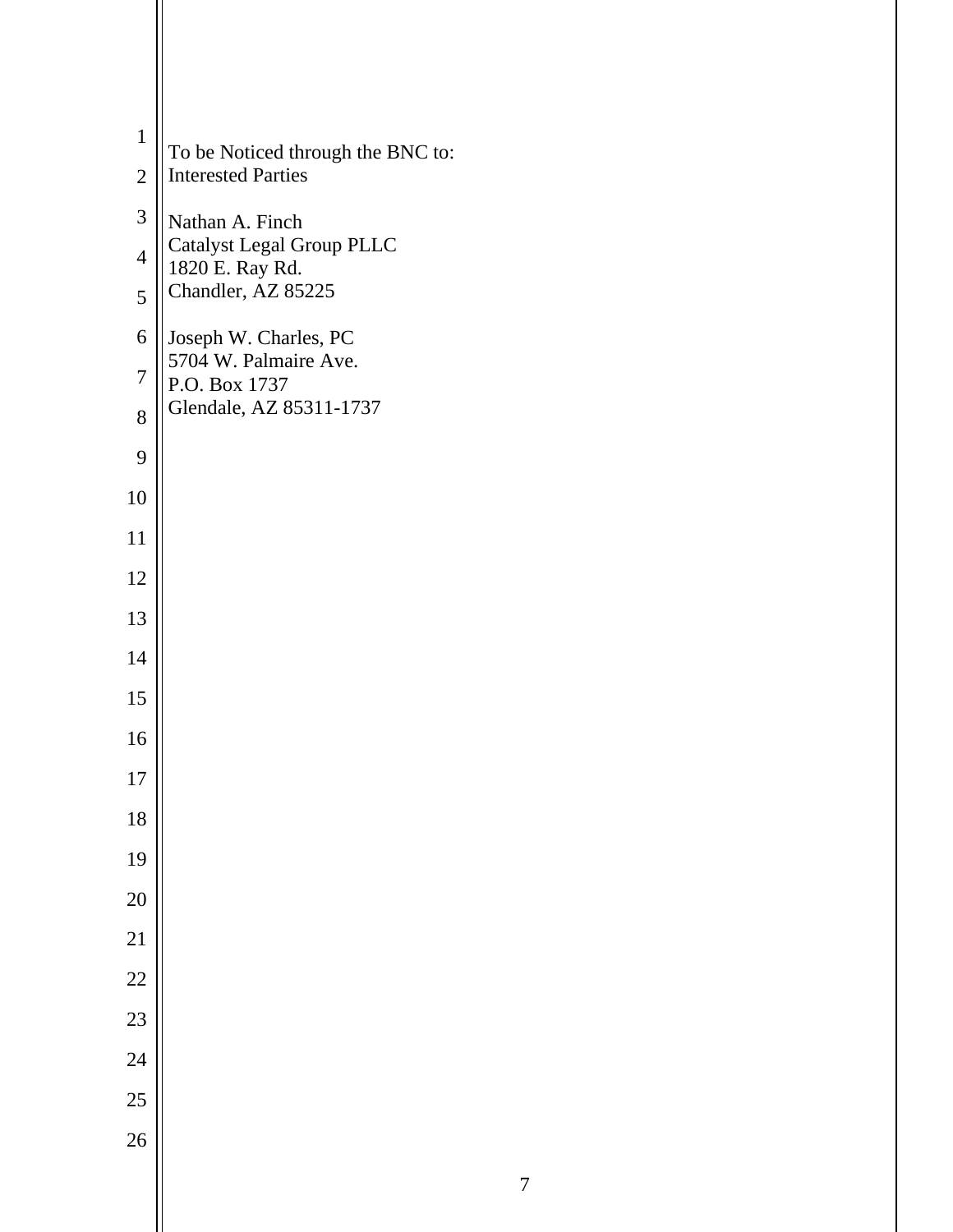To be Noticed through the BNC to:
Interested Parties

Nathan A. Finch
Catalyst Legal Group PLLC
1820 E. Ray Rd.
Chandler, AZ 85225

Joseph W. Charles, PC
5704 W. Palmaire Ave.
P.O. Box 1737
Glendale, AZ 85311-1737